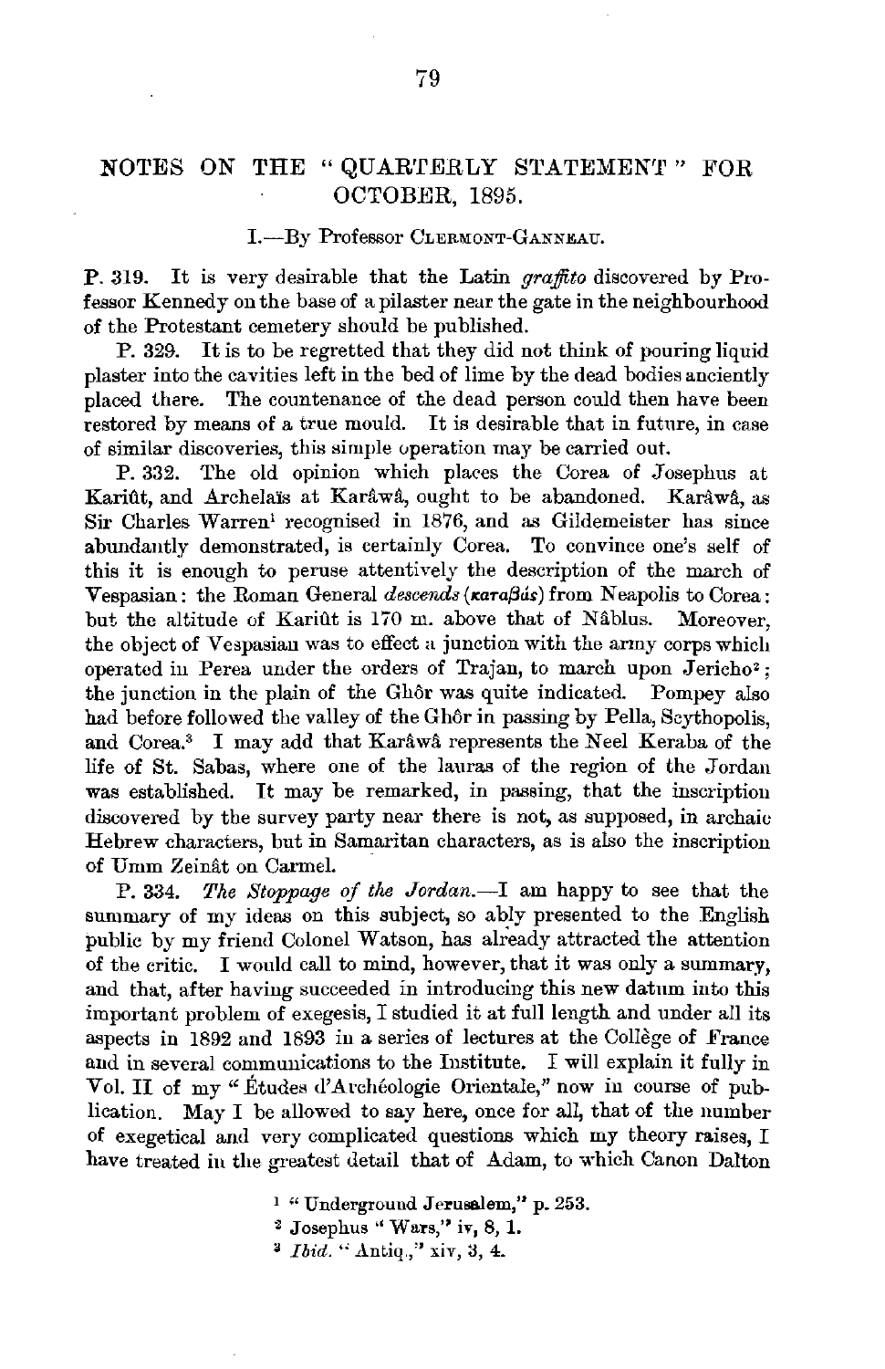# NOTES ON THE "QUARTERLY STATEMENT" FOR OCTOBER, 1895.

## I.—By Professor CLERMONT-GANNEAU.

**P. 319.** It is very desirable that the Latin *graffito* discovered by Professor Kennedy on the base of a pilaster near the gate in the neighbourhood of the Protestant cemetery should be published.

P. 329. It is to be regretted that they did not think of pouring liquid plaster into the cavities left in the bed of lime by the dead bodies anciently placed there. The countenance of the dead person could then have been restored by means of a true mould. It is desirable that in future, in case of similar discoveries, this simple operation may be carried out.

P. 332. The old opinion which places the Corea of Josephus at Kariût, and Archelaïs at Karâwâ, ought to be abandoned. Karâwâ, as Sir Charles Warren[1] recognised in 1876, and as Gildemeister has since abundantly demonstrated, is certainly Corea. To convince one's self of this it is enough to peruse attentively the description of the march of Vespasian: the Roman General *descends* (*καταβὰς*) from Neapolis to Corea: but the altitude of Kariût is 170 m. above that of Nâblus. Moreover, the object of Vespasian was to effect a junction with the army corps which operated in Perea under the orders of Trajan, to march upon Jericho[2]; the junction in the plain of the Ghôr was quite indicated. Pompey also had before followed the valley of the Ghôr in passing by Pella, Scythopolis, and Corea.[3] I may add that Karâwâ represents the Neel Keraba of the life of St. Sabas, where one of the lauras of the region of the Jordan was established. It may be remarked, in passing, that the inscription discovered by the survey party near there is not, as supposed, in archaic Hebrew characters, but in Samaritan characters, as is also the inscription of Umm Zeinât on Carmel.

P. 334. *The Stoppage of the Jordan.*—I am happy to see that the summary of my ideas on this subject, so ably presented to the English public by my friend Colonel Watson, has already attracted the attention of the critic. I would call to mind, however, that it was only a summary, and that, after having succeeded in introducing this new datum into this important problem of exegesis, I studied it at full length and under all its aspects in 1892 and 1893 in a series of lectures at the Collège of France and in several communications to the Institute. I will explain it fully in Vol. II of my "Études d'Archéologie Orientale," now in course of publication. May I be allowed to say here, once for all, that of the number of exegetical and very complicated questions which my theory raises, I have treated in the greatest detail that of Adam, to which Canon Dalton

[1] "Underground Jerusalem," p. 253.

[2] Josephus "Wars," iv, 8, 1.

[3] *Ibid.* "Antiq.," xiv, 3, 4.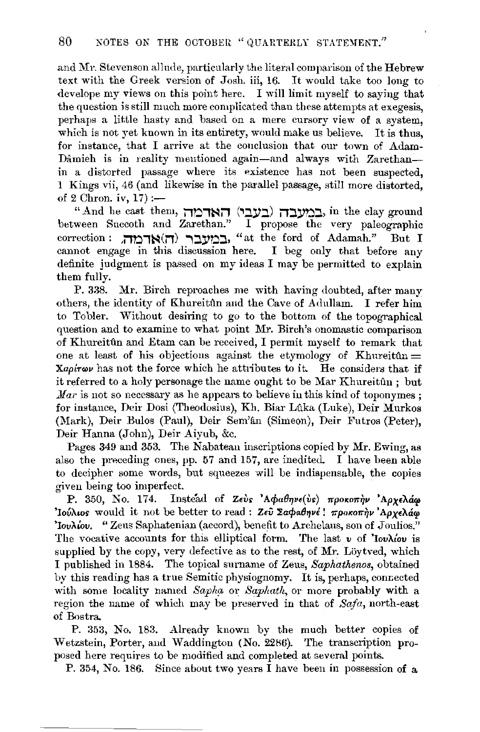and Mr. Stevenson allude, particularly the literal comparison of the Hebrew text with the Greek version of Josh. iii, 16. It would take too long to develope my views on this point here. I will limit myself to saying that the question is still much more complicated than these attempts at exegesis, perhaps a little hasty and based on a mere cursory view of a system, which is not yet known in its entirety, would make us believe. It is thus, for instance, that I arrive at the conclusion that our town of Adam-Dâmieh is in reality mentioned again—and always with Zarethan—in a distorted passage where its existence has not been suspected, 1 Kings vii, 46 (and likewise in the parallel passage, still more distorted, of 2 Chron. iv, 17) :—

"And he cast them, במעבה (בעבי) האדמה, in the clay ground between Succoth and Zarethan." I propose the very paleographic correction : במעבר (ה)אדמה, "at the ford of Adamah." But I cannot engage in this discussion here. I beg only that before any definite judgment is passed on my ideas I may be permitted to explain them fully.

P. 338. Mr. Birch reproaches me with having doubted, after many others, the identity of Khureitûn and the Cave of Adullam. I refer him to Tobler. Without desiring to go to the bottom of the topographical question and to examine to what point Mr. Birch's onomastic comparison of Khureitûn and Etam can be received, I permit myself to remark that one at least of his objections against the etymology of Khureitûn = Χαρίτων has not the force which he attributes to it. He considers that if it referred to a holy personage the name ought to be Mar Khureitûn ; but *Mar* is not so necessary as he appears to believe in this kind of toponymes ; for instance, Deir Dosi (Theodosius), Kh. Biar Lûka (Luke), Deir Murkos (Mark), Deir Bulos (Paul), Deir Sem'ân (Simeon), Deir Futros (Peter), Deir Hanna (John), Deir Aiyub, &c.

Pages 349 and 353. The Nabatean inscriptions copied by Mr. Ewing, as also the preceding ones, pp. 57 and 157, are inedited. I have been able to decipher some words, but squeezes will be indispensable, the copies given being too imperfect.

P. 350, No. 174. Instead of Ζεὺς 'Αφαθηνε(ὺς) προκοπὴν 'Αρχελάῳ 'Ιούλιος would it not be better to read : Ζεῦ Σαφαθηνέ! προκοπὴν 'Αρχελάῳ 'Ιουλίου. "Zeus Saphatenian (accord), benefit to Archelaus, son of Joulios." The vocative accounts for this elliptical form. The last υ of 'Ιουλίου is supplied by the copy, very defective as to the rest, of Mr. Löytved, which I published in 1884. The topical surname of Zeus, *Saphathenos*, obtained by this reading has a true Semitic physiognomy. It is, perhaps, connected with some locality named *Sapha* or *Saphath*, or more probably with a region the name of which may be preserved in that of *Safa*, north-east of Bostra.

P. 353, No. 183. Already known by the much better copies of Wetzstein, Porter, and Waddington (No. 2286). The transcription proposed here requires to be modified and completed at several points.

P. 354, No. 186. Since about two years I have been in possession of a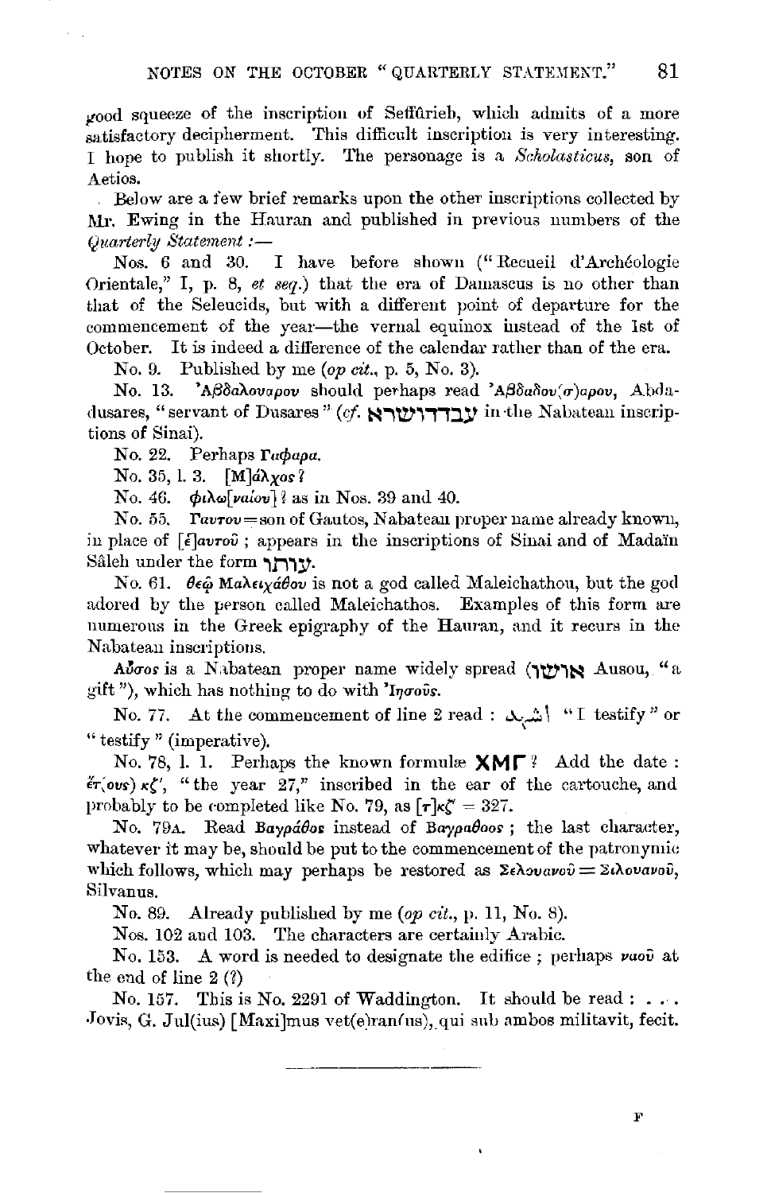good squeeze of the inscription of Seffûrieh, which admits of a more satisfactory decipherment. This difficult inscription is very interesting. I hope to publish it shortly. The personage is a *Scholasticus*, son of Aetios.

Below are a few brief remarks upon the other inscriptions collected by Mr. Ewing in the Hauran and published in previous numbers of the *Quarterly Statement* :—

Nos. 6 and 30. I have before shown ("Recueil d'Archéologie Orientale," I, p. 8, *et seq.*) that the era of Damascus is no other than that of the Seleucids, but with a different point of departure for the commencement of the year—the vernal equinox instead of the 1st of October. It is indeed a difference of the calendar rather than of the era.

No. 9. Published by me (*op cit.*, p. 5, No. 3).

No. 13. Ἀβδαλουαρου should perhaps read Ἀβδαδου(σ)αρου, Abdadusares, "servant of Dusares" (*cf.* עבדדושרא in the Nabatean inscriptions of Sinai).

No. 22. Perhaps Γαφαρα.

No. 35, l. 3. [Μ]άλχος ?

No. 46. φιλω[ναίου] ? as in Nos. 39 and 40.

No. 55. Γαυτου = son of Gautos, Nabatean proper name already known, in place of [ἑ]αυτοῦ ; appears in the inscriptions of Sinai and of Madaïn Sâleh under the form עותו.

No. 61. θεῷ Μαλειχάθου is not a god called Maleichathou, but the god adored by the person called Maleichathos. Examples of this form are numerous in the Greek epigraphy of the Hauran, and it recurs in the Nabatean inscriptions.

Αὖσος is a Nabatean proper name widely spread (אושו Ausou, "a gift"), which has nothing to do with Ἰησοῦς.

No. 77. At the commencement of line 2 read : اشهد "I testify" or "testify" (imperative).

No. 78, l. 1. Perhaps the known formulæ ΧΜΓ ? Add the date : ἔτ(ους) κζʹ, "the year 27," inscribed in the ear of the cartouche, and probably to be completed like No. 79, as [τ]κζʹ = 327.

No. 79A. Read Βαγράθος instead of Βαγραθοος ; the last character, whatever it may be, should be put to the commencement of the patronymic which follows, which may perhaps be restored as Σελουανοῦ = Σιλουανοῦ, Silvanus.

No. 89. Already published by me (*op cit.*, p. 11, No. 8).

Nos. 102 and 103. The characters are certainly Arabic.

No. 153. A word is needed to designate the edifice ; perhaps ναοῦ at the end of line 2 (?)

No. 157. This is No. 2291 of Waddington. It should be read : . . . Jovis, G. Jul(ius) [Maxi]mus vet(e)ran(us), qui sub ambos militavit, fecit.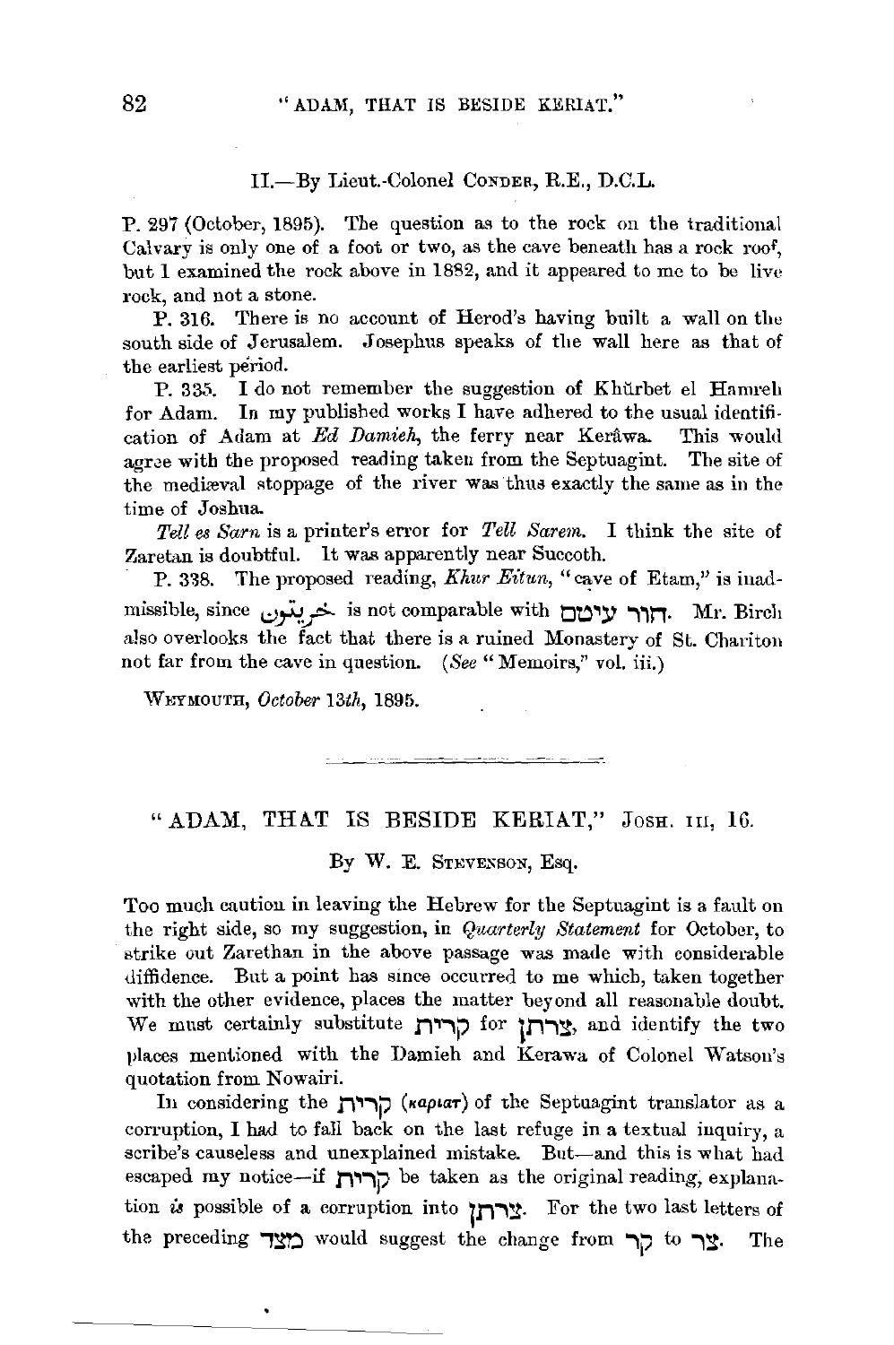## II.—By Lieut.-Colonel Conder, R.E., D.C.L.

P. 297 (October, 1895). The question as to the rock on the traditional Calvary is only one of a foot or two, as the cave beneath has a rock roof, but I examined the rock above in 1882, and it appeared to me to be live rock, and not a stone.

P. 316. There is no account of Herod's having built a wall on the south side of Jerusalem. Josephus speaks of the wall here as that of the earliest period.

P. 335. I do not remember the suggestion of Khŭrbet el Hamreh for Adam. In my published works I have adhered to the usual identification of Adam at *Ed Damieh*, the ferry near Kerâwa. This would agree with the proposed reading taken from the Septuagint. The site of the mediæval stoppage of the river was thus exactly the same as in the time of Joshua.

*Tell es Sarn* is a printer's error for *Tell Sarem.* I think the site of Zaretan is doubtful. It was apparently near Succoth.

P. 338. The proposed reading, *Khur Eitun*, "cave of Etam," is inadmissible, since خريتون is not comparable with חור עיטם. Mr. Birch also overlooks the fact that there is a ruined Monastery of St. Chariton not far from the cave in question. (*See* "Memoirs," vol. iii.)

Weymouth, *October 13th*, 1895.

---

## "ADAM, THAT IS BESIDE KERIAT," Josh. iii, 16.

By W. E. Stevenson, Esq.

Too much caution in leaving the Hebrew for the Septuagint is a fault on the right side, so my suggestion, in *Quarterly Statement* for October, to strike out Zarethan in the above passage was made with considerable diffidence. But a point has since occurred to me which, taken together with the other evidence, places the matter beyond all reasonable doubt. We must certainly substitute קרית for צרתן, and identify the two places mentioned with the Damieh and Kerawa of Colonel Watson's quotation from Nowairi.

In considering the קרית (καριατ) of the Septuagint translator as a corruption, I had to fall back on the last refuge in a textual inquiry, a scribe's causeless and unexplained mistake. But—and this is what had escaped my notice—if קרית be taken as the original reading, explanation *is* possible of a corruption into צרתן. For the two last letters of the preceding מצר would suggest the change from קר to צר. The